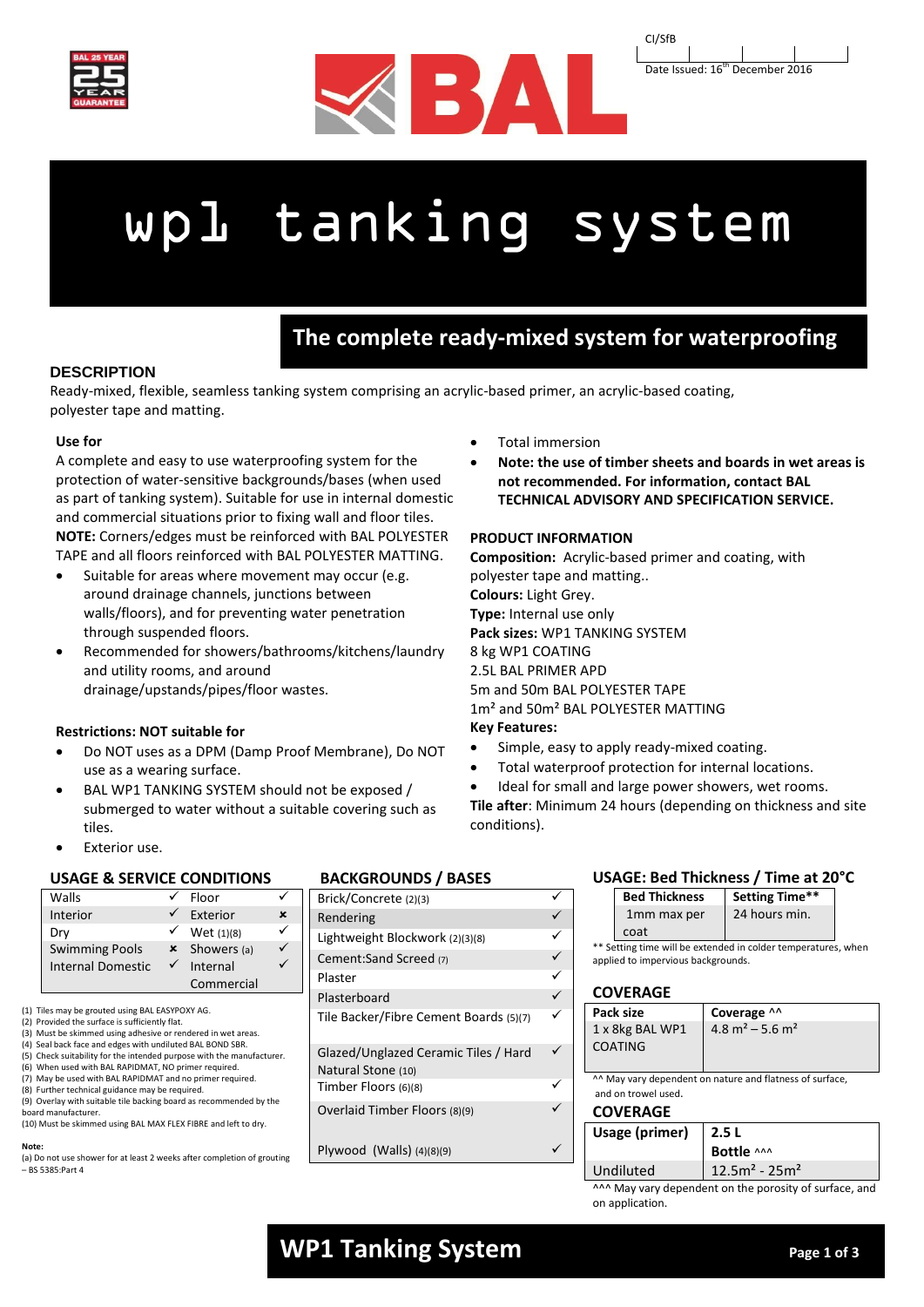CI/SfB

Date Issued: 16th December 2016

# wpl tanking system

## The complete ready-mixed system for waterproofing

### DESCRIPTION

Ready-mixed, flexible, seamless tanking system comprising an acrylic-based primer, an acrylic-based coating, polyester tape and matting.

**Use for**

A complete and easy to use waterproofing system for the protection of water-sensitive backgrounds/bases (when used as part of tanking system). Suitable for use in internal domestic and commercial situations prior to fixing wall and floor tiles. **NOTE:** Corners/edges must be reinforced with BAL POLYESTER TAPE and all floors reinforced with BAL POLYESTER MATTING.

- Suitable for areas where movement may occur (e.g. around drainage channels, junctions between walls/floors), and for preventing water penetration through suspended floors.
- Recommended for showers/bathrooms/kitchens/laundry and utility rooms, and around drainage/upstands/pipes/floor wastes.

**Restrictions: NOT suitable for**

- Do NOT uses as a DPM (Damp Proof Membrane), Do NOT use as a wearing surface.
- BAL WP1 TANKING SYSTEM should not be exposed / submerged to water without a suitable covering such as tiles.
- Exterior use.
- Total immersion
- **Note: the use of timber sheets and boards in wet areas is not recommended. For information, contact BAL TECHNICAL ADVISORY AND SPECIFICATION SERVICE.**

**PRODUCT INFORMATION**

**Composition:** Acrylic-based primer and coating, with polyester tape and matting..
**Colours:** Light Grey.
**Type:** Internal use only
**Pack sizes:** WP1 TANKING SYSTEM
8 kg WP1 COATING
2.5L BAL PRIMER APD
5m and 50m BAL POLYESTER TAPE
1m² and 50m² BAL POLYESTER MATTING
**Key Features:**

- Simple, easy to apply ready-mixed coating.
- Total waterproof protection for internal locations.
- Ideal for small and large power showers, wet rooms.

**Tile after**: Minimum 24 hours (depending on thickness and site conditions).

**USAGE & SERVICE CONDITIONS**

| | | | |
|---|---|---|---|
| Walls | ✓ | Floor | ✓ |
| Interior | ✓ | Exterior | ✖ |
| Dry | ✓ | Wet (1)(8) | ✓ |
| Swimming Pools | ✖ | Showers (a) | ✓ |
| Internal Domestic | ✓ | Internal Commercial | ✓ |

(1) Tiles may be grouted using BAL EASYPOXY AG.
(2) Provided the surface is sufficiently flat.
(3) Must be skimmed using adhesive or rendered in wet areas.
(4) Seal back face and edges with undiluted BAL BOND SBR.
(5) Check suitability for the intended purpose with the manufacturer.
(6) When used with BAL RAPIDMAT, NO primer required.
(7) May be used with BAL RAPIDMAT and no primer required.
(8) Further technical guidance may be required.
(9) Overlay with suitable tile backing board as recommended by the board manufacturer.
(10) Must be skimmed using BAL MAX FLEX FIBRE and left to dry.

**Note:**
(a) Do not use shower for at least 2 weeks after completion of grouting – BS 5385:Part 4

**BACKGROUNDS / BASES**

| | |
|---|---|
| Brick/Concrete (2)(3) | ✓ |
| Rendering | ✓ |
| Lightweight Blockwork (2)(3)(8) | ✓ |
| Cement:Sand Screed (7) | ✓ |
| Plaster | ✓ |
| Plasterboard | ✓ |
| Tile Backer/Fibre Cement Boards (5)(7) | ✓ |
| Glazed/Unglazed Ceramic Tiles / Hard Natural Stone (10) | ✓ |
| Timber Floors (6)(8) | ✓ |
| Overlaid Timber Floors (8)(9) | ✓ |
| Plywood (Walls) (4)(8)(9) | ✓ |

**USAGE: Bed Thickness / Time at 20°C**

| Bed Thickness | Setting Time** |
|---|---|
| 1mm max per coat | 24 hours min. |

** Setting time will be extended in colder temperatures, when applied to impervious backgrounds.

**COVERAGE**

| Pack size | Coverage ^^ |
|---|---|
| 1 x 8kg BAL WP1 COATING | 4.8 m² – 5.6 m² |

^^ May vary dependent on nature and flatness of surface, and on trowel used.

**COVERAGE**

| Usage (primer) | 2.5 L Bottle ^^^ |
|---|---|
| Undiluted | 12.5m² - 25m² |

^^^ May vary dependent on the porosity of surface, and on application.

**WP1 Tanking System**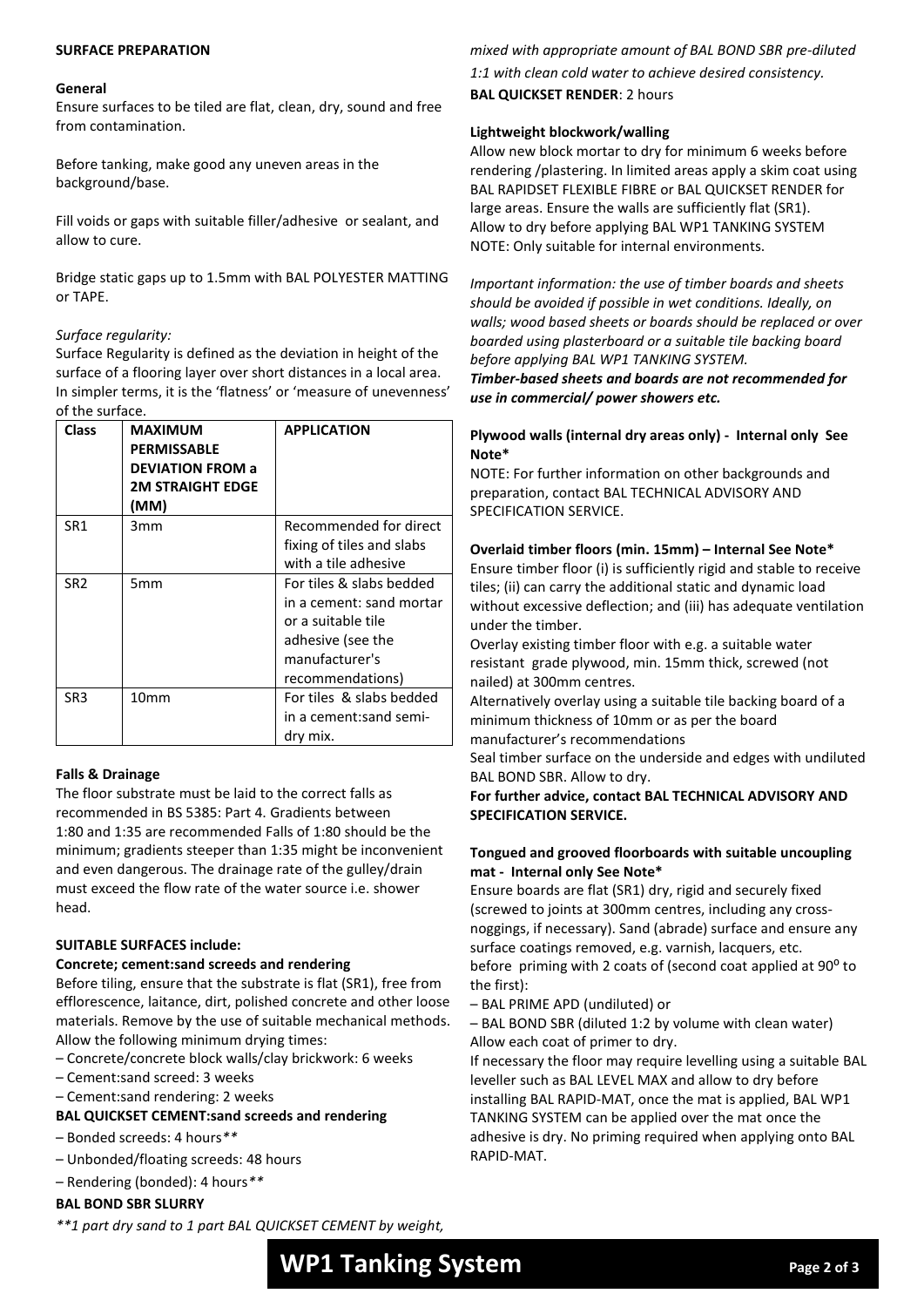**SURFACE PREPARATION**

**General**

Ensure surfaces to be tiled are flat, clean, dry, sound and free from contamination.

Before tanking, make good any uneven areas in the background/base.

Fill voids or gaps with suitable filler/adhesive or sealant, and allow to cure.

Bridge static gaps up to 1.5mm with BAL POLYESTER MATTING or TAPE.

*Surface regularity:*

Surface Regularity is defined as the deviation in height of the surface of a flooring layer over short distances in a local area. In simpler terms, it is the 'flatness' or 'measure of unevenness' of the surface.

| Class | MAXIMUM PERMISSABLE DEVIATION FROM a 2M STRAIGHT EDGE (MM) | APPLICATION |
|---|---|---|
| SR1 | 3mm | Recommended for direct fixing of tiles and slabs with a tile adhesive |
| SR2 | 5mm | For tiles & slabs bedded in a cement: sand mortar or a suitable tile adhesive (see the manufacturer's recommendations) |
| SR3 | 10mm | For tiles & slabs bedded in a cement:sand semi-dry mix. |

**Falls & Drainage**

The floor substrate must be laid to the correct falls as recommended in BS 5385: Part 4. Gradients between 1:80 and 1:35 are recommended Falls of 1:80 should be the minimum; gradients steeper than 1:35 might be inconvenient and even dangerous. The drainage rate of the gulley/drain must exceed the flow rate of the water source i.e. shower head.

**SUITABLE SURFACES include:**

**Concrete; cement:sand screeds and rendering**

Before tiling, ensure that the substrate is flat (SR1), free from efflorescence, laitance, dirt, polished concrete and other loose materials. Remove by the use of suitable mechanical methods. Allow the following minimum drying times:

– Concrete/concrete block walls/clay brickwork: 6 weeks
– Cement:sand screed: 3 weeks
– Cement:sand rendering: 2 weeks

**BAL QUICKSET CEMENT:sand screeds and rendering**

– Bonded screeds: 4 hours*\*\**
– Unbonded/floating screeds: 48 hours
– Rendering (bonded): 4 hours*\*\**

**BAL BOND SBR SLURRY**

*\*\*1 part dry sand to 1 part BAL QUICKSET CEMENT by weight, mixed with appropriate amount of BAL BOND SBR pre-diluted 1:1 with clean cold water to achieve desired consistency.*

**BAL QUICKSET RENDER**: 2 hours

**Lightweight blockwork/walling**

Allow new block mortar to dry for minimum 6 weeks before rendering /plastering. In limited areas apply a skim coat using BAL RAPIDSET FLEXIBLE FIBRE or BAL QUICKSET RENDER for large areas. Ensure the walls are sufficiently flat (SR1). Allow to dry before applying BAL WP1 TANKING SYSTEM
NOTE: Only suitable for internal environments.

*Important information: the use of timber boards and sheets should be avoided if possible in wet conditions. Ideally, on walls; wood based sheets or boards should be replaced or over boarded using plasterboard or a suitable tile backing board before applying BAL WP1 TANKING SYSTEM.*
***Timber-based sheets and boards are not recommended for use in commercial/ power showers etc.***

**Plywood walls (internal dry areas only) - Internal only See Note\***

NOTE: For further information on other backgrounds and preparation, contact BAL TECHNICAL ADVISORY AND SPECIFICATION SERVICE.

**Overlaid timber floors (min. 15mm) – Internal See Note\***

Ensure timber floor (i) is sufficiently rigid and stable to receive tiles; (ii) can carry the additional static and dynamic load without excessive deflection; and (iii) has adequate ventilation under the timber.

Overlay existing timber floor with e.g. a suitable water resistant grade plywood, min. 15mm thick, screwed (not nailed) at 300mm centres.

Alternatively overlay using a suitable tile backing board of a minimum thickness of 10mm or as per the board manufacturer's recommendations

Seal timber surface on the underside and edges with undiluted BAL BOND SBR. Allow to dry.

**For further advice, contact BAL TECHNICAL ADVISORY AND SPECIFICATION SERVICE.**

**Tongued and grooved floorboards with suitable uncoupling mat - Internal only See Note\***

Ensure boards are flat (SR1) dry, rigid and securely fixed (screwed to joints at 300mm centres, including any cross-noggings, if necessary). Sand (abrade) surface and ensure any surface coatings removed, e.g. varnish, lacquers, etc. before priming with 2 coats of (second coat applied at 90$^{o}$ to the first):

– BAL PRIME APD (undiluted) or
– BAL BOND SBR (diluted 1:2 by volume with clean water)

Allow each coat of primer to dry.

If necessary the floor may require levelling using a suitable BAL leveller such as BAL LEVEL MAX and allow to dry before installing BAL RAPID-MAT, once the mat is applied, BAL WP1 TANKING SYSTEM can be applied over the mat once the adhesive is dry. No priming required when applying onto BAL RAPID-MAT.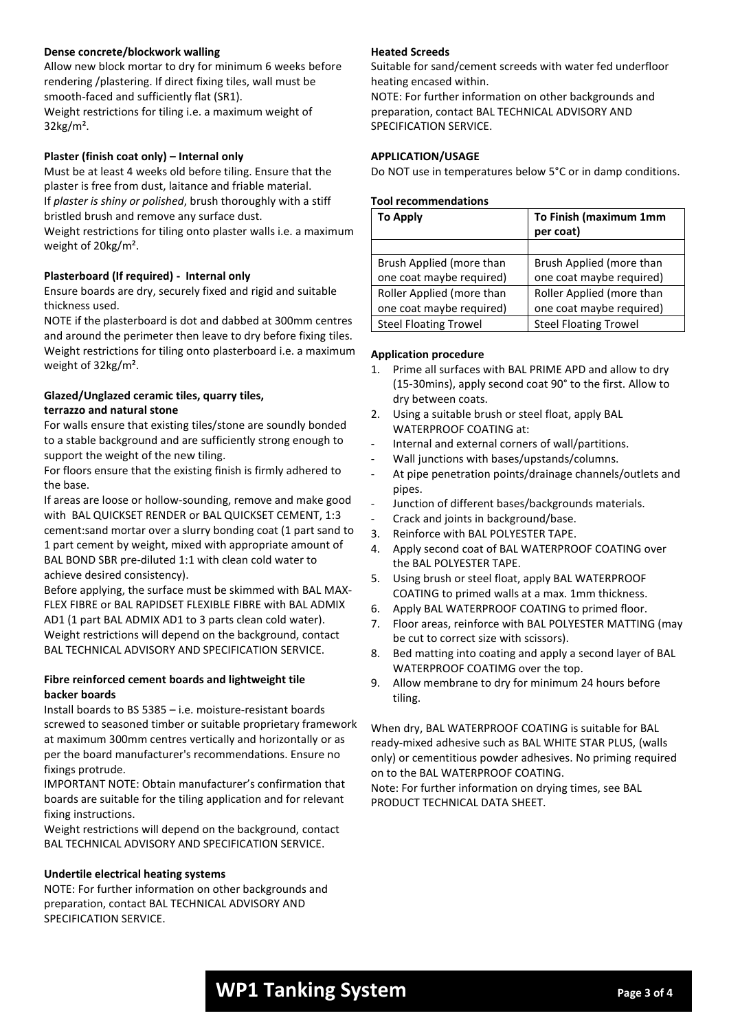### Dense concrete/blockwork walling

Allow new block mortar to dry for minimum 6 weeks before rendering /plastering. If direct fixing tiles, wall must be smooth-faced and sufficiently flat (SR1).

Weight restrictions for tiling i.e. a maximum weight of 32kg/m².

### Plaster (finish coat only) – Internal only

Must be at least 4 weeks old before tiling. Ensure that the plaster is free from dust, laitance and friable material.

If *plaster is shiny or polished*, brush thoroughly with a stiff bristled brush and remove any surface dust.

Weight restrictions for tiling onto plaster walls i.e. a maximum weight of 20kg/m².

### Plasterboard (If required) - Internal only

Ensure boards are dry, securely fixed and rigid and suitable thickness used.

NOTE if the plasterboard is dot and dabbed at 300mm centres and around the perimeter then leave to dry before fixing tiles.

Weight restrictions for tiling onto plasterboard i.e. a maximum weight of 32kg/m².

### Glazed/Unglazed ceramic tiles, quarry tiles, terrazzo and natural stone

For walls ensure that existing tiles/stone are soundly bonded to a stable background and are sufficiently strong enough to support the weight of the new tiling.

For floors ensure that the existing finish is firmly adhered to the base.

If areas are loose or hollow-sounding, remove and make good with BAL QUICKSET RENDER or BAL QUICKSET CEMENT, 1:3 cement:sand mortar over a slurry bonding coat (1 part sand to 1 part cement by weight, mixed with appropriate amount of BAL BOND SBR pre-diluted 1:1 with clean cold water to achieve desired consistency).

Before applying, the surface must be skimmed with BAL MAX-FLEX FIBRE or BAL RAPIDSET FLEXIBLE FIBRE with BAL ADMIX AD1 (1 part BAL ADMIX AD1 to 3 parts clean cold water).

Weight restrictions will depend on the background, contact BAL TECHNICAL ADVISORY AND SPECIFICATION SERVICE.

### Fibre reinforced cement boards and lightweight tile backer boards

Install boards to BS 5385 – i.e. moisture-resistant boards screwed to seasoned timber or suitable proprietary framework at maximum 300mm centres vertically and horizontally or as per the board manufacturer's recommendations. Ensure no fixings protrude.

IMPORTANT NOTE: Obtain manufacturer's confirmation that boards are suitable for the tiling application and for relevant fixing instructions.

Weight restrictions will depend on the background, contact BAL TECHNICAL ADVISORY AND SPECIFICATION SERVICE.

### Undertile electrical heating systems

NOTE: For further information on other backgrounds and preparation, contact BAL TECHNICAL ADVISORY AND SPECIFICATION SERVICE.

### Heated Screeds

Suitable for sand/cement screeds with water fed underfloor heating encased within.

NOTE: For further information on other backgrounds and preparation, contact BAL TECHNICAL ADVISORY AND SPECIFICATION SERVICE.

### APPLICATION/USAGE

Do NOT use in temperatures below 5°C or in damp conditions.

### Tool recommendations

| To Apply | To Finish (maximum 1mm per coat) |
|---|---|
| | |
| Brush Applied (more than one coat maybe required) | Brush Applied (more than one coat maybe required) |
| Roller Applied (more than one coat maybe required) | Roller Applied (more than one coat maybe required) |
| Steel Floating Trowel | Steel Floating Trowel |

### Application procedure

1. Prime all surfaces with BAL PRIME APD and allow to dry (15-30mins), apply second coat 90° to the first. Allow to dry between coats.
2. Using a suitable brush or steel float, apply BAL WATERPROOF COATING at:
   - Internal and external corners of wall/partitions.
   - Wall junctions with bases/upstands/columns.
   - At pipe penetration points/drainage channels/outlets and pipes.
   - Junction of different bases/backgrounds materials.
   - Crack and joints in background/base.
3. Reinforce with BAL POLYESTER TAPE.
4. Apply second coat of BAL WATERPROOF COATING over the BAL POLYESTER TAPE.
5. Using brush or steel float, apply BAL WATERPROOF COATING to primed walls at a max. 1mm thickness.
6. Apply BAL WATERPROOF COATING to primed floor.
7. Floor areas, reinforce with BAL POLYESTER MATTING (may be cut to correct size with scissors).
8. Bed matting into coating and apply a second layer of BAL WATERPROOF COATIMG over the top.
9. Allow membrane to dry for minimum 24 hours before tiling.

When dry, BAL WATERPROOF COATING is suitable for BAL ready-mixed adhesive such as BAL WHITE STAR PLUS, (walls only) or cementitious powder adhesives. No priming required on to the BAL WATERPROOF COATING.

Note: For further information on drying times, see BAL PRODUCT TECHNICAL DATA SHEET.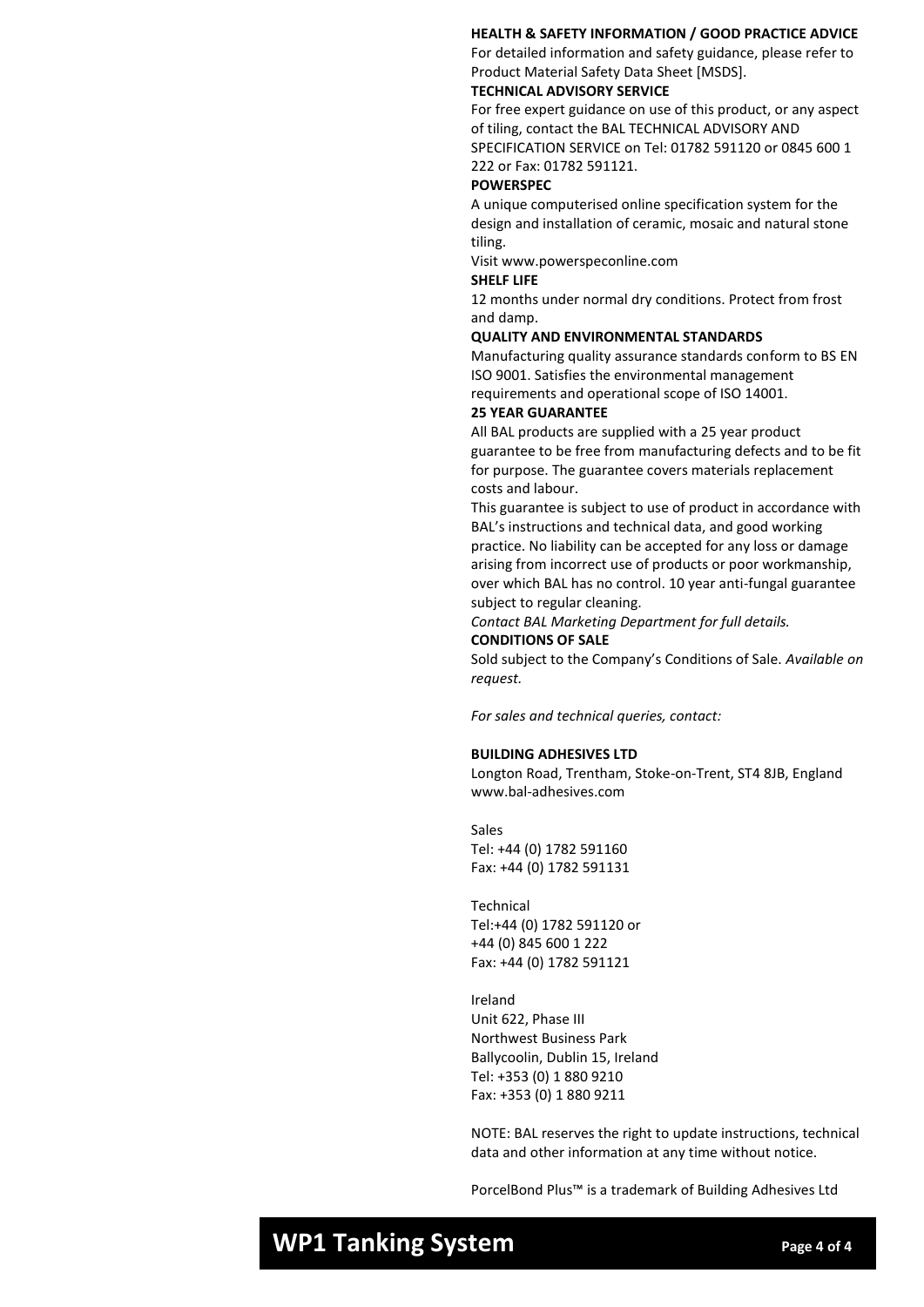**HEALTH & SAFETY INFORMATION / GOOD PRACTICE ADVICE**

For detailed information and safety guidance, please refer to Product Material Safety Data Sheet [MSDS].

**TECHNICAL ADVISORY SERVICE**

For free expert guidance on use of this product, or any aspect of tiling, contact the BAL TECHNICAL ADVISORY AND SPECIFICATION SERVICE on Tel: 01782 591120 or 0845 600 1 222 or Fax: 01782 591121.

**POWERSPEC**

A unique computerised online specification system for the design and installation of ceramic, mosaic and natural stone tiling.

Visit www.powerspeconline.com

**SHELF LIFE**

12 months under normal dry conditions. Protect from frost and damp.

**QUALITY AND ENVIRONMENTAL STANDARDS**

Manufacturing quality assurance standards conform to BS EN ISO 9001. Satisfies the environmental management requirements and operational scope of ISO 14001.

**25 YEAR GUARANTEE**

All BAL products are supplied with a 25 year product guarantee to be free from manufacturing defects and to be fit for purpose. The guarantee covers materials replacement costs and labour.

This guarantee is subject to use of product in accordance with BAL's instructions and technical data, and good working practice. No liability can be accepted for any loss or damage arising from incorrect use of products or poor workmanship, over which BAL has no control. 10 year anti-fungal guarantee subject to regular cleaning.

*Contact BAL Marketing Department for full details.*

**CONDITIONS OF SALE**

Sold subject to the Company's Conditions of Sale. *Available on request.*

*For sales and technical queries, contact:*

**BUILDING ADHESIVES LTD**

Longton Road, Trentham, Stoke-on-Trent, ST4 8JB, England
www.bal-adhesives.com

Sales
Tel: +44 (0) 1782 591160
Fax: +44 (0) 1782 591131

Technical
Tel:+44 (0) 1782 591120 or
+44 (0) 845 600 1 222
Fax: +44 (0) 1782 591121

Ireland
Unit 622, Phase III
Northwest Business Park
Ballycoolin, Dublin 15, Ireland
Tel: +353 (0) 1 880 9210
Fax: +353 (0) 1 880 9211

NOTE: BAL reserves the right to update instructions, technical data and other information at any time without notice.

PorcelBond Plus™ is a trademark of Building Adhesives Ltd

**WP1 Tanking System**